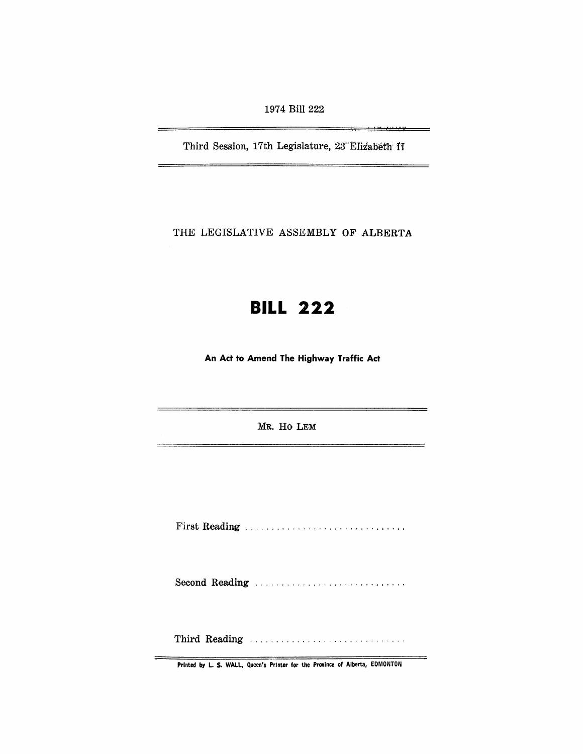1974 Bill 222

Third Session, 17th Legislature, 23 Elizabeth II

THE LEGISLATIVE ASSEMBLY OF ALBERTA

# BILL 222

**An Act to Amend The Highway Traffic Act**

MR. HO LEM

First Reading ..............................

Second Reading ............................

Third Reading ..............................

Printed by L. S. WALL, Queen's Printer for the Province of Alberta, EDMONTON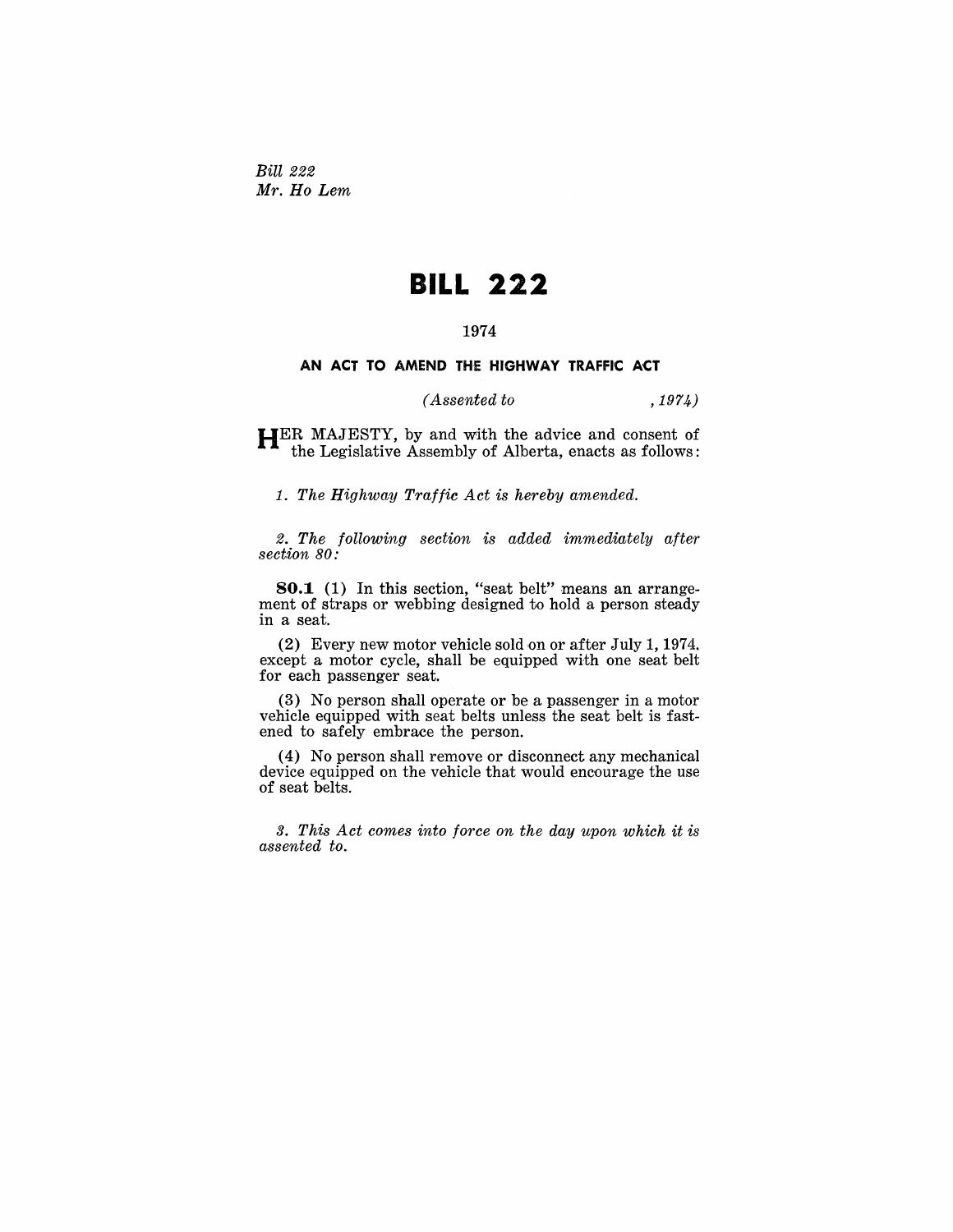*Bill 222*
*Mr. Ho Lem*

# BILL 222

1974

## AN ACT TO AMEND THE HIGHWAY TRAFFIC ACT

*(Assented to , 1974)*

HER MAJESTY, by and with the advice and consent of the Legislative Assembly of Alberta, enacts as follows:

*1. The Highway Traffic Act is hereby amended.*

*2. The following section is added immediately after section 80:*

**80.1** (1) In this section, "seat belt" means an arrangement of straps or webbing designed to hold a person steady in a seat.

(2) Every new motor vehicle sold on or after July 1, 1974, except a motor cycle, shall be equipped with one seat belt for each passenger seat.

(3) No person shall operate or be a passenger in a motor vehicle equipped with seat belts unless the seat belt is fastened to safely embrace the person.

(4) No person shall remove or disconnect any mechanical device equipped on the vehicle that would encourage the use of seat belts.

*3. This Act comes into force on the day upon which it is assented to.*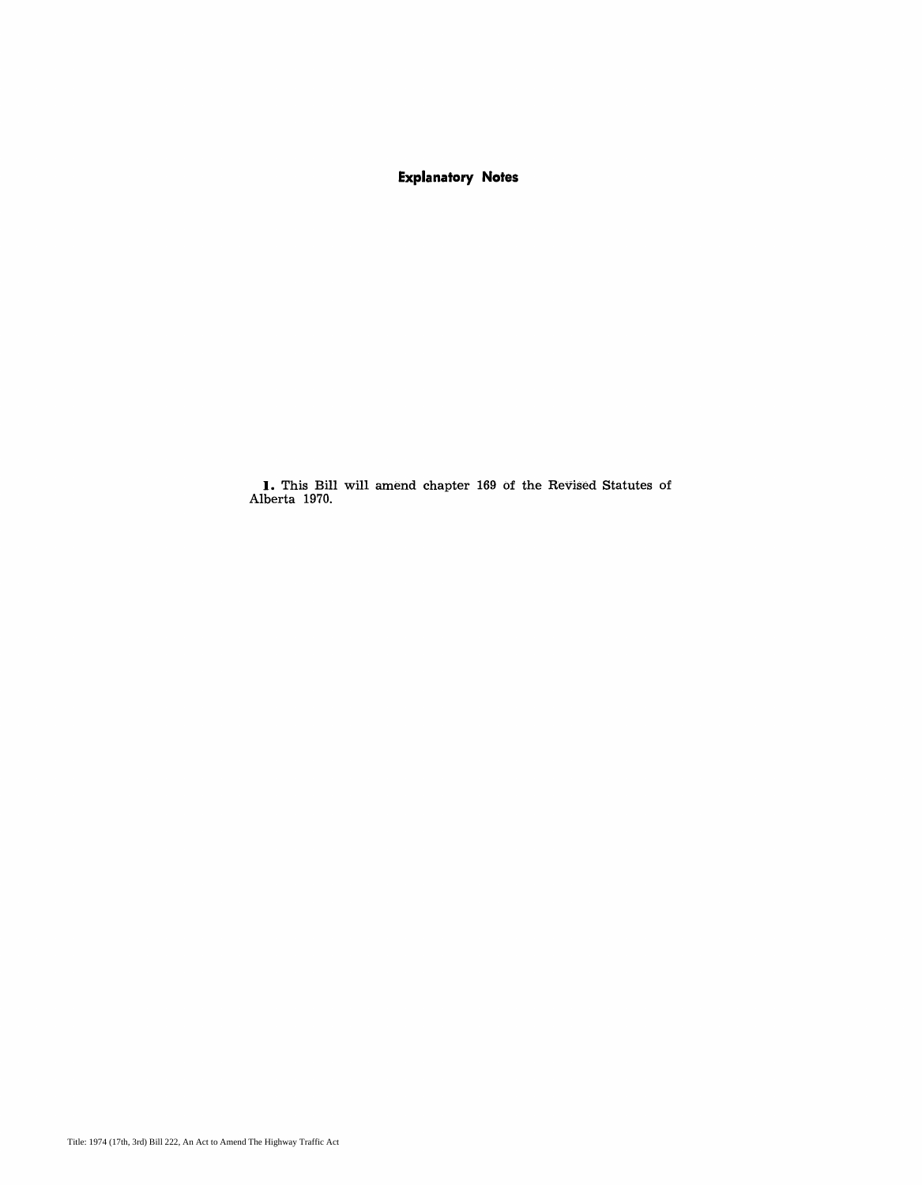# Explanatory Notes

**1.** This Bill will amend chapter 169 of the Revised Statutes of Alberta 1970.